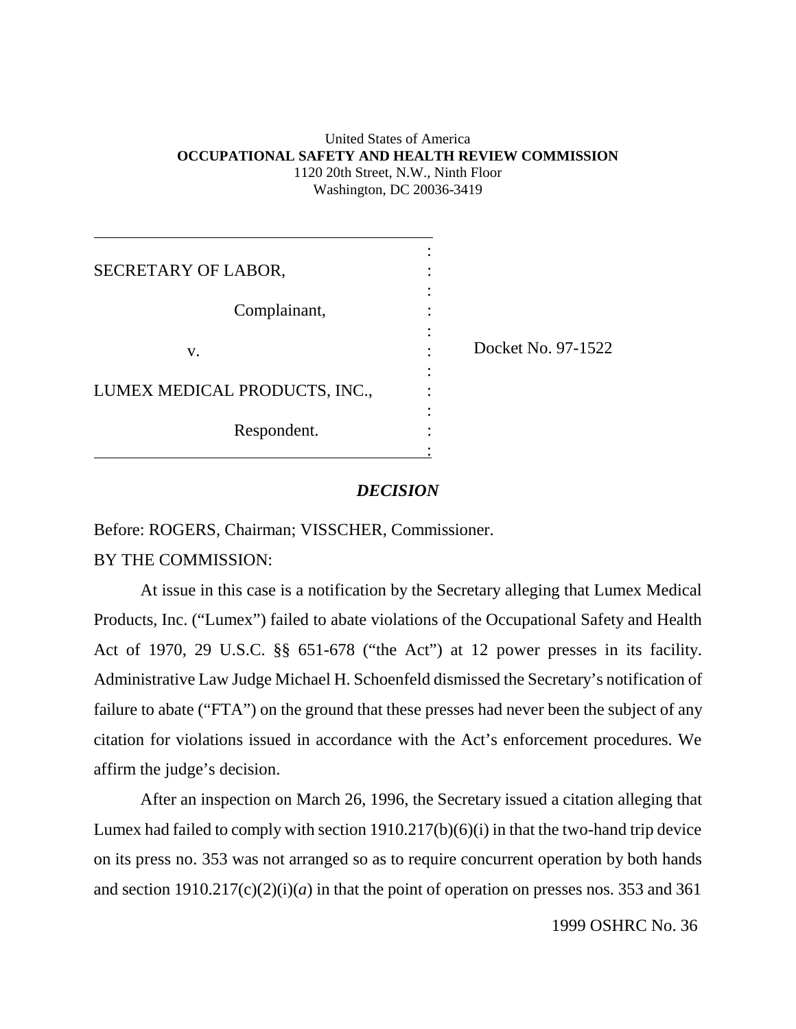United States of America
**OCCUPATIONAL SAFETY AND HEALTH REVIEW COMMISSION**
1120 20th Street, N.W., Ninth Floor
Washington, DC 20036-3419

| | |
|---|---|
| SECRETARY OF LABOR, | |
| Complainant, | |
| v. | Docket No. 97-1522 |
| LUMEX MEDICAL PRODUCTS, INC., | |
| Respondent. | |

## *DECISION*

Before: ROGERS, Chairman; VISSCHER, Commissioner.

BY THE COMMISSION:

At issue in this case is a notification by the Secretary alleging that Lumex Medical Products, Inc. ("Lumex") failed to abate violations of the Occupational Safety and Health Act of 1970, 29 U.S.C. §§ 651-678 ("the Act") at 12 power presses in its facility. Administrative Law Judge Michael H. Schoenfeld dismissed the Secretary's notification of failure to abate ("FTA") on the ground that these presses had never been the subject of any citation for violations issued in accordance with the Act's enforcement procedures. We affirm the judge's decision.

After an inspection on March 26, 1996, the Secretary issued a citation alleging that Lumex had failed to comply with section 1910.217(b)(6)(i) in that the two-hand trip device on its press no. 353 was not arranged so as to require concurrent operation by both hands and section 1910.217(c)(2)(i)(*a*) in that the point of operation on presses nos. 353 and 361

1999 OSHRC No. 36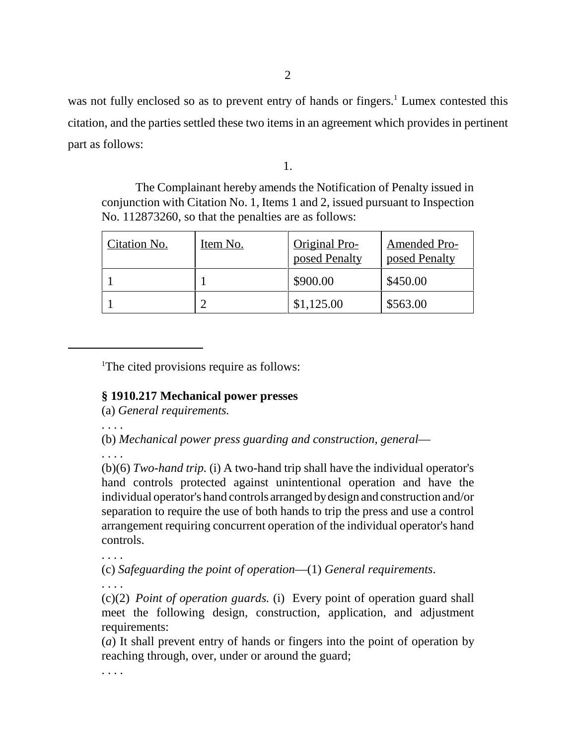was not fully enclosed so as to prevent entry of hands or fingers.[1] Lumex contested this citation, and the parties settled these two items in an agreement which provides in pertinent part as follows:

1.

> The Complainant hereby amends the Notification of Penalty issued in conjunction with Citation No. 1, Items 1 and 2, issued pursuant to Inspection No. 112873260, so that the penalties are as follows:

| Citation No. | Item No. | Original Proposed Penalty | Amended Proposed Penalty |
|---|---|---|---|
| 1 | 1 | $900.00 | $450.00 |
| 1 | 2 | $1,125.00 | $563.00 |

---

[1]The cited provisions require as follows:

**§ 1910.217 Mechanical power presses**

(a) *General requirements.*

. . . .

(b) *Mechanical power press guarding and construction, general*—

. . . .

(b)(6) *Two-hand trip.* (i) A two-hand trip shall have the individual operator's hand controls protected against unintentional operation and have the individual operator's hand controls arranged by design and construction and/or separation to require the use of both hands to trip the press and use a control arrangement requiring concurrent operation of the individual operator's hand controls.

. . . .

(c) *Safeguarding the point of operation*—(1) *General requirements*.

. . . .

(c)(2) *Point of operation guards.* (i) Every point of operation guard shall meet the following design, construction, application, and adjustment requirements:

(*a*) It shall prevent entry of hands or fingers into the point of operation by reaching through, over, under or around the guard;

. . . .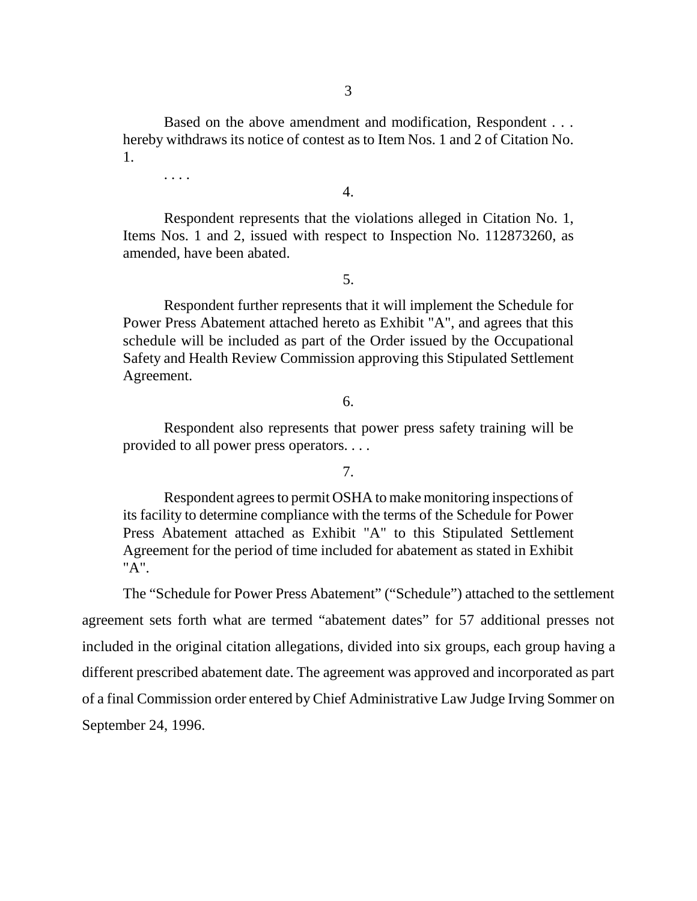> Based on the above amendment and modification, Respondent . . . hereby withdraws its notice of contest as to Item Nos. 1 and 2 of Citation No. 1.
>
> . . . .
>
> 4.
>
> Respondent represents that the violations alleged in Citation No. 1, Items Nos. 1 and 2, issued with respect to Inspection No. 112873260, as amended, have been abated.
>
> 5.
>
> Respondent further represents that it will implement the Schedule for Power Press Abatement attached hereto as Exhibit "A", and agrees that this schedule will be included as part of the Order issued by the Occupational Safety and Health Review Commission approving this Stipulated Settlement Agreement.
>
> 6.
>
> Respondent also represents that power press safety training will be provided to all power press operators. . . .
>
> 7.
>
> Respondent agrees to permit OSHA to make monitoring inspections of its facility to determine compliance with the terms of the Schedule for Power Press Abatement attached as Exhibit "A" to this Stipulated Settlement Agreement for the period of time included for abatement as stated in Exhibit "A".

The "Schedule for Power Press Abatement" ("Schedule") attached to the settlement agreement sets forth what are termed "abatement dates" for 57 additional presses not included in the original citation allegations, divided into six groups, each group having a different prescribed abatement date. The agreement was approved and incorporated as part of a final Commission order entered by Chief Administrative Law Judge Irving Sommer on September 24, 1996.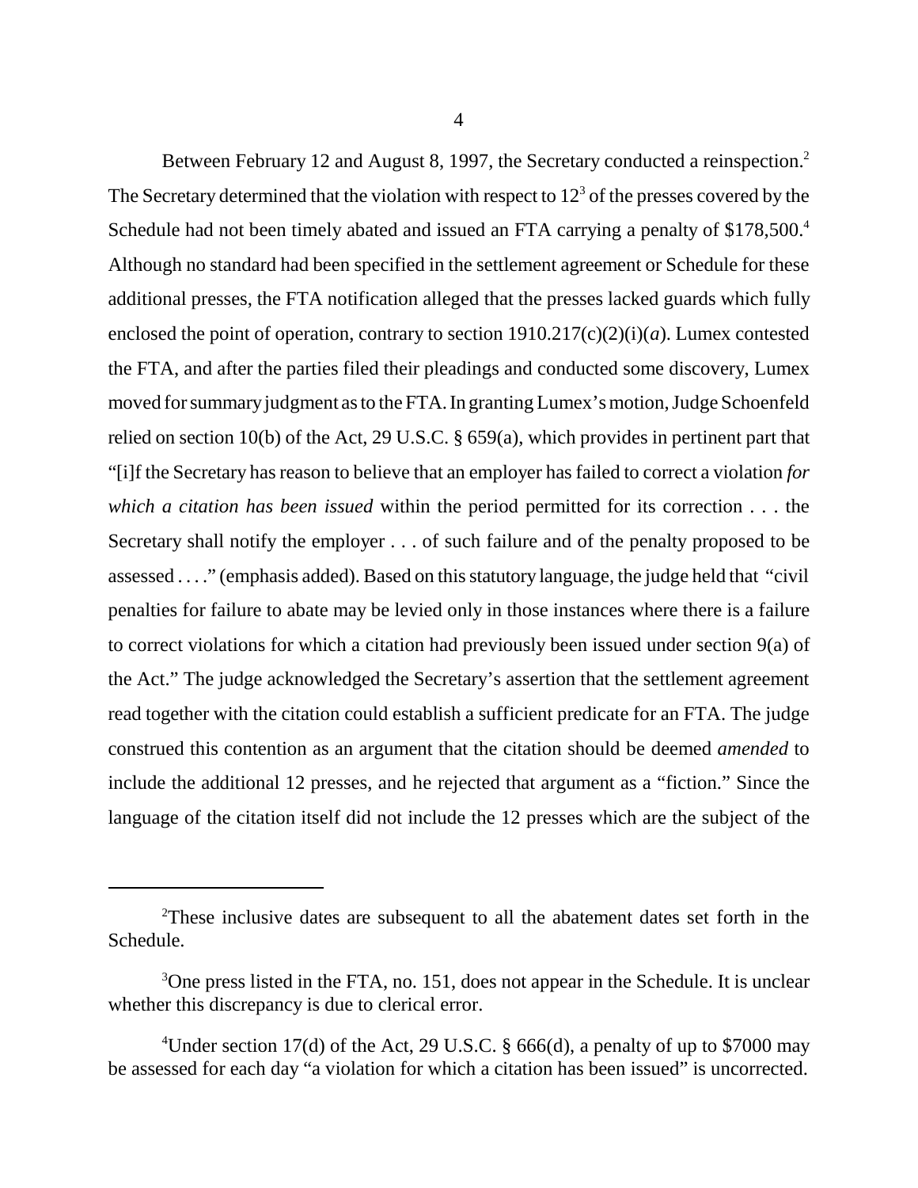Between February 12 and August 8, 1997, the Secretary conducted a reinspection.[2] The Secretary determined that the violation with respect to 12[3] of the presses covered by the Schedule had not been timely abated and issued an FTA carrying a penalty of $178,500.[4] Although no standard had been specified in the settlement agreement or Schedule for these additional presses, the FTA notification alleged that the presses lacked guards which fully enclosed the point of operation, contrary to section 1910.217(c)(2)(i)(*a*). Lumex contested the FTA, and after the parties filed their pleadings and conducted some discovery, Lumex moved for summary judgment as to the FTA. In granting Lumex's motion, Judge Schoenfeld relied on section 10(b) of the Act, 29 U.S.C. § 659(a), which provides in pertinent part that "[i]f the Secretary has reason to believe that an employer has failed to correct a violation *for which a citation has been issued* within the period permitted for its correction . . . the Secretary shall notify the employer . . . of such failure and of the penalty proposed to be assessed . . . ." (emphasis added). Based on this statutory language, the judge held that "civil penalties for failure to abate may be levied only in those instances where there is a failure to correct violations for which a citation had previously been issued under section 9(a) of the Act." The judge acknowledged the Secretary's assertion that the settlement agreement read together with the citation could establish a sufficient predicate for an FTA. The judge construed this contention as an argument that the citation should be deemed *amended* to include the additional 12 presses, and he rejected that argument as a "fiction." Since the language of the citation itself did not include the 12 presses which are the subject of the

---

[2]These inclusive dates are subsequent to all the abatement dates set forth in the Schedule.

[3]One press listed in the FTA, no. 151, does not appear in the Schedule. It is unclear whether this discrepancy is due to clerical error.

[4]Under section 17(d) of the Act, 29 U.S.C. § 666(d), a penalty of up to $7000 may be assessed for each day "a violation for which a citation has been issued" is uncorrected.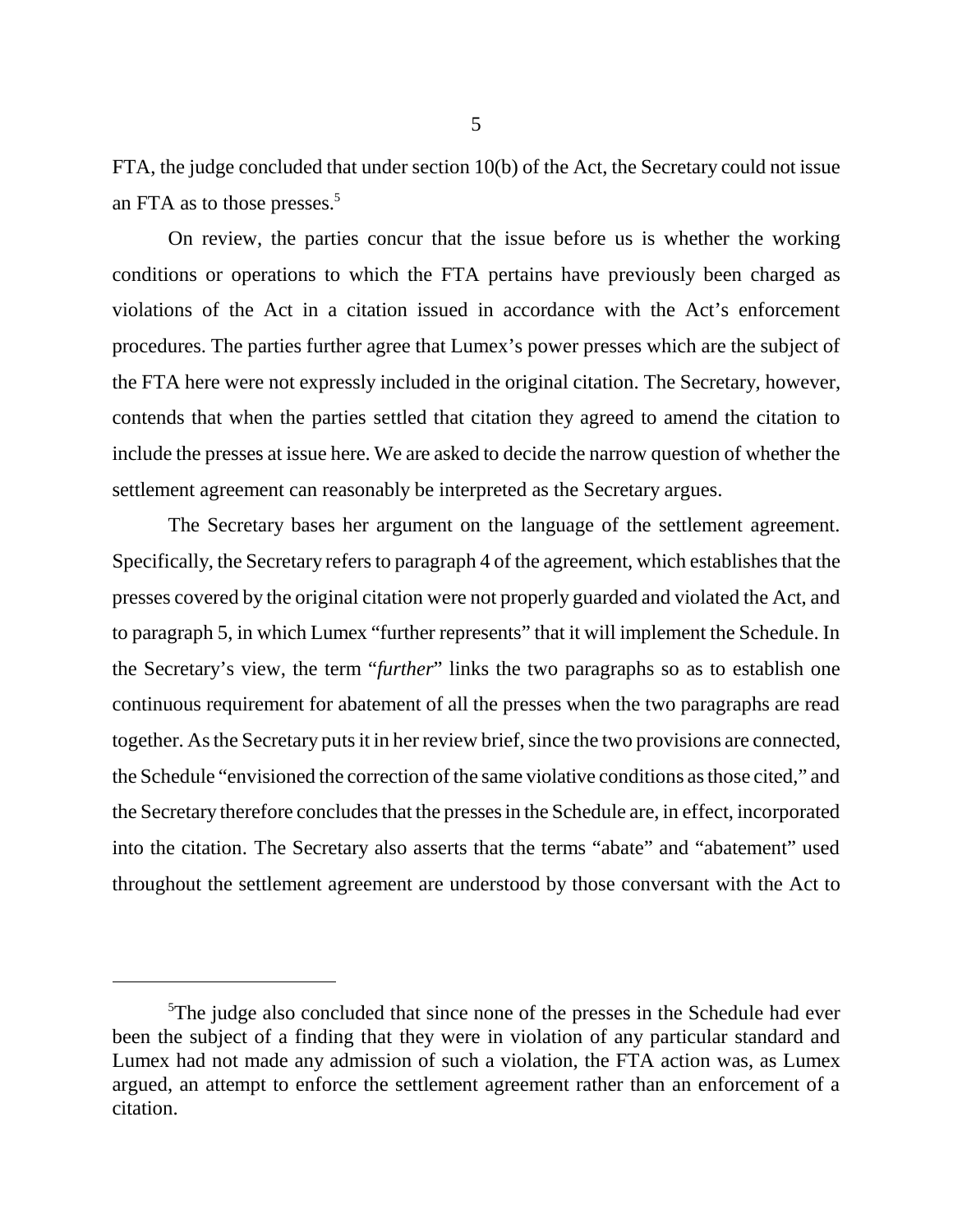FTA, the judge concluded that under section 10(b) of the Act, the Secretary could not issue an FTA as to those presses.[5]

On review, the parties concur that the issue before us is whether the working conditions or operations to which the FTA pertains have previously been charged as violations of the Act in a citation issued in accordance with the Act's enforcement procedures. The parties further agree that Lumex's power presses which are the subject of the FTA here were not expressly included in the original citation. The Secretary, however, contends that when the parties settled that citation they agreed to amend the citation to include the presses at issue here. We are asked to decide the narrow question of whether the settlement agreement can reasonably be interpreted as the Secretary argues.

The Secretary bases her argument on the language of the settlement agreement. Specifically, the Secretary refers to paragraph 4 of the agreement, which establishes that the presses covered by the original citation were not properly guarded and violated the Act, and to paragraph 5, in which Lumex "further represents" that it will implement the Schedule. In the Secretary's view, the term "*further*" links the two paragraphs so as to establish one continuous requirement for abatement of all the presses when the two paragraphs are read together. As the Secretary puts it in her review brief, since the two provisions are connected, the Schedule "envisioned the correction of the same violative conditions as those cited," and the Secretary therefore concludes that the presses in the Schedule are, in effect, incorporated into the citation. The Secretary also asserts that the terms "abate" and "abatement" used throughout the settlement agreement are understood by those conversant with the Act to

---

[5]The judge also concluded that since none of the presses in the Schedule had ever been the subject of a finding that they were in violation of any particular standard and Lumex had not made any admission of such a violation, the FTA action was, as Lumex argued, an attempt to enforce the settlement agreement rather than an enforcement of a citation.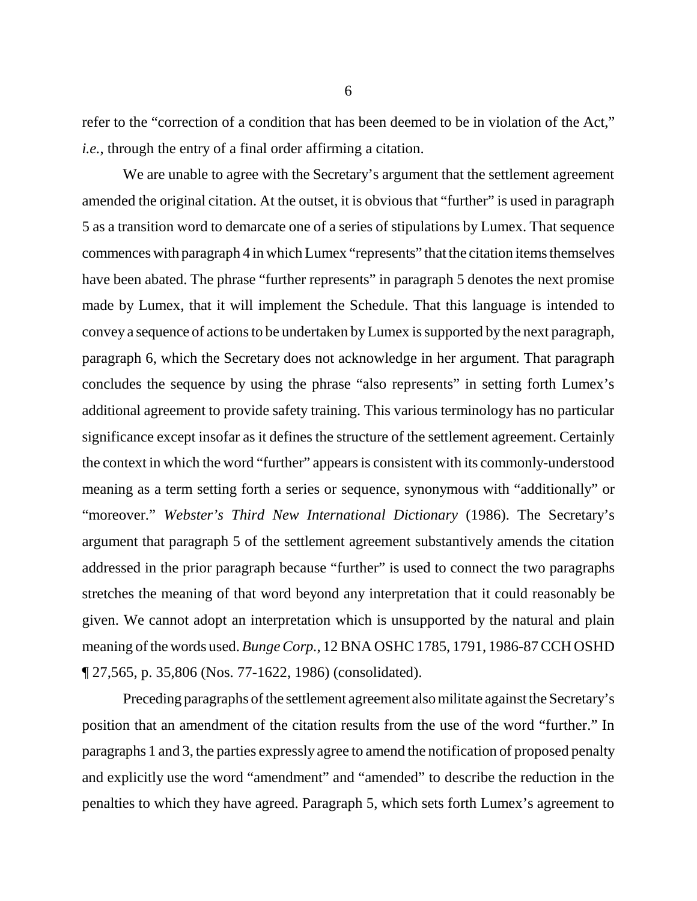refer to the "correction of a condition that has been deemed to be in violation of the Act," *i.e.*, through the entry of a final order affirming a citation.

We are unable to agree with the Secretary's argument that the settlement agreement amended the original citation. At the outset, it is obvious that "further" is used in paragraph 5 as a transition word to demarcate one of a series of stipulations by Lumex. That sequence commences with paragraph 4 in which Lumex "represents" that the citation items themselves have been abated. The phrase "further represents" in paragraph 5 denotes the next promise made by Lumex, that it will implement the Schedule. That this language is intended to convey a sequence of actions to be undertaken by Lumex is supported by the next paragraph, paragraph 6, which the Secretary does not acknowledge in her argument. That paragraph concludes the sequence by using the phrase "also represents" in setting forth Lumex's additional agreement to provide safety training. This various terminology has no particular significance except insofar as it defines the structure of the settlement agreement. Certainly the context in which the word "further" appears is consistent with its commonly-understood meaning as a term setting forth a series or sequence, synonymous with "additionally" or "moreover." *Webster's Third New International Dictionary* (1986). The Secretary's argument that paragraph 5 of the settlement agreement substantively amends the citation addressed in the prior paragraph because "further" is used to connect the two paragraphs stretches the meaning of that word beyond any interpretation that it could reasonably be given. We cannot adopt an interpretation which is unsupported by the natural and plain meaning of the words used. *Bunge Corp.*, 12 BNA OSHC 1785, 1791, 1986-87 CCH OSHD ¶ 27,565, p. 35,806 (Nos. 77-1622, 1986) (consolidated).

Preceding paragraphs of the settlement agreement also militate against the Secretary's position that an amendment of the citation results from the use of the word "further." In paragraphs 1 and 3, the parties expressly agree to amend the notification of proposed penalty and explicitly use the word "amendment" and "amended" to describe the reduction in the penalties to which they have agreed. Paragraph 5, which sets forth Lumex's agreement to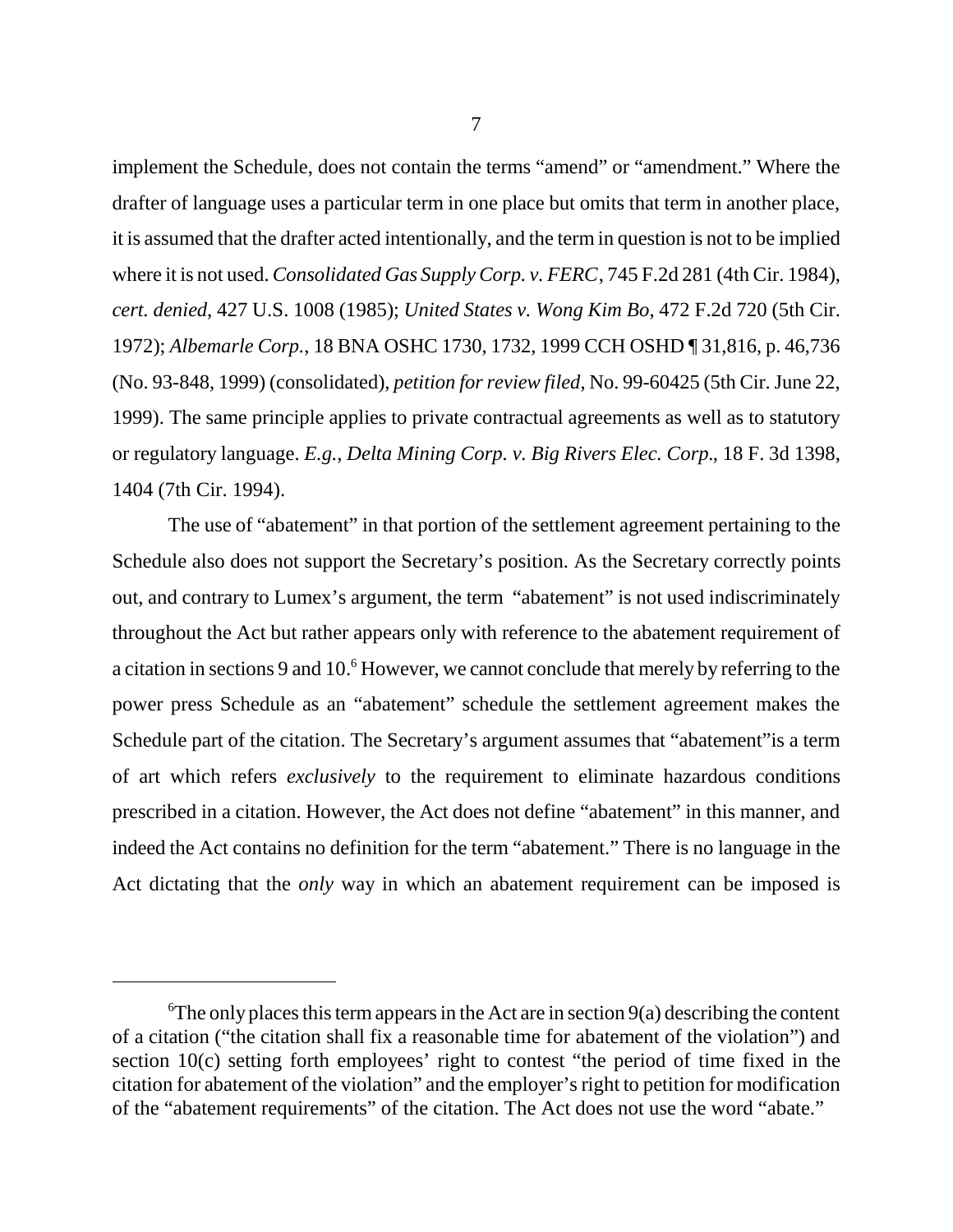implement the Schedule, does not contain the terms "amend" or "amendment." Where the drafter of language uses a particular term in one place but omits that term in another place, it is assumed that the drafter acted intentionally, and the term in question is not to be implied where it is not used. *Consolidated Gas Supply Corp. v. FERC*, 745 F.2d 281 (4th Cir. 1984), *cert. denied*, 427 U.S. 1008 (1985); *United States v. Wong Kim Bo*, 472 F.2d 720 (5th Cir. 1972); *Albemarle Corp.*, 18 BNA OSHC 1730, 1732, 1999 CCH OSHD ¶ 31,816, p. 46,736 (No. 93-848, 1999) (consolidated), *petition for review filed*, No. 99-60425 (5th Cir. June 22, 1999). The same principle applies to private contractual agreements as well as to statutory or regulatory language. *E.g., Delta Mining Corp. v. Big Rivers Elec. Corp.*, 18 F. 3d 1398, 1404 (7th Cir. 1994).

The use of "abatement" in that portion of the settlement agreement pertaining to the Schedule also does not support the Secretary's position. As the Secretary correctly points out, and contrary to Lumex's argument, the term "abatement" is not used indiscriminately throughout the Act but rather appears only with reference to the abatement requirement of a citation in sections 9 and 10.[6] However, we cannot conclude that merely by referring to the power press Schedule as an "abatement" schedule the settlement agreement makes the Schedule part of the citation. The Secretary's argument assumes that "abatement" is a term of art which refers *exclusively* to the requirement to eliminate hazardous conditions prescribed in a citation. However, the Act does not define "abatement" in this manner, and indeed the Act contains no definition for the term "abatement." There is no language in the Act dictating that the *only* way in which an abatement requirement can be imposed is

---

[6]The only places this term appears in the Act are in section 9(a) describing the content of a citation ("the citation shall fix a reasonable time for abatement of the violation") and section 10(c) setting forth employees' right to contest "the period of time fixed in the citation for abatement of the violation" and the employer's right to petition for modification of the "abatement requirements" of the citation. The Act does not use the word "abate."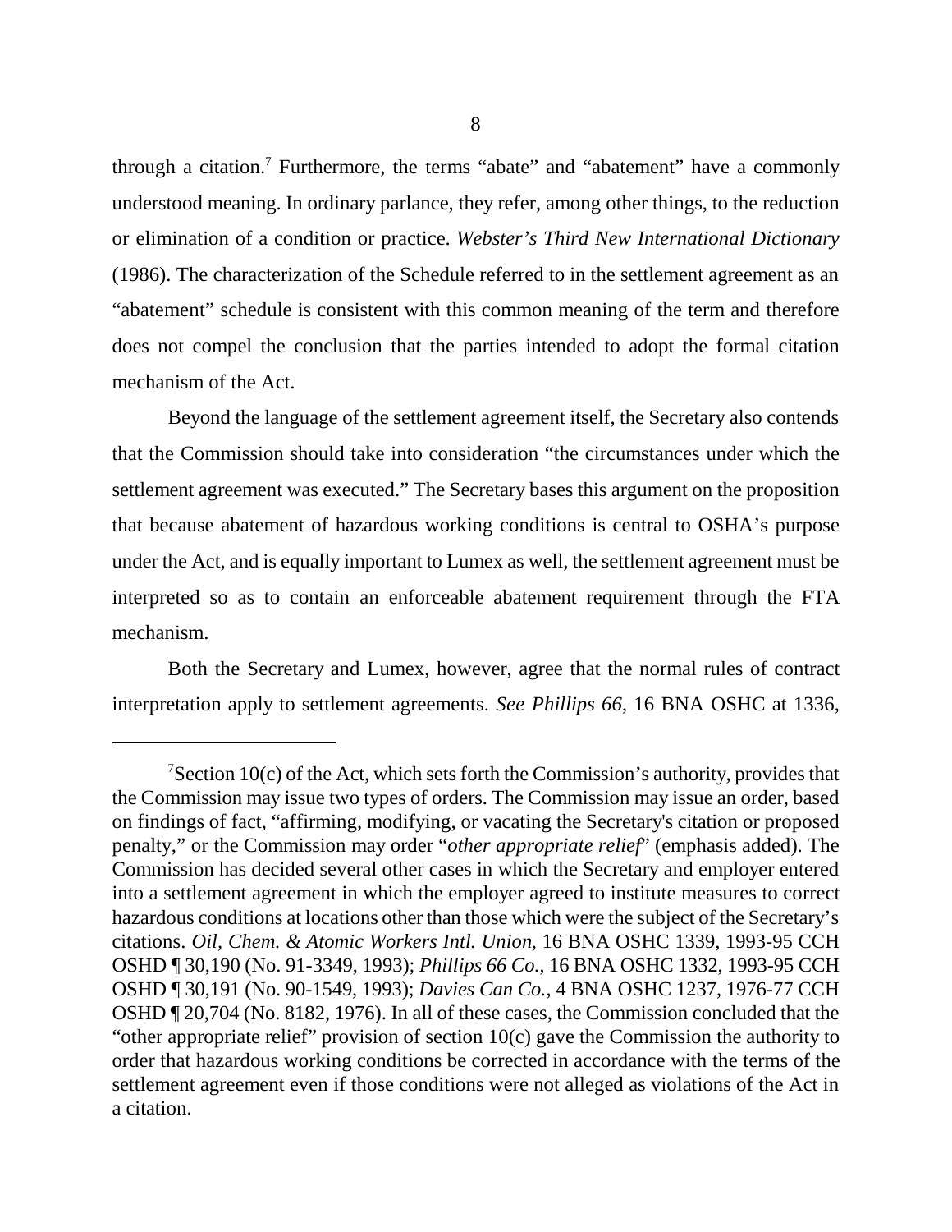through a citation.[7] Furthermore, the terms "abate" and "abatement" have a commonly understood meaning. In ordinary parlance, they refer, among other things, to the reduction or elimination of a condition or practice. *Webster's Third New International Dictionary* (1986). The characterization of the Schedule referred to in the settlement agreement as an "abatement" schedule is consistent with this common meaning of the term and therefore does not compel the conclusion that the parties intended to adopt the formal citation mechanism of the Act.

Beyond the language of the settlement agreement itself, the Secretary also contends that the Commission should take into consideration "the circumstances under which the settlement agreement was executed." The Secretary bases this argument on the proposition that because abatement of hazardous working conditions is central to OSHA's purpose under the Act, and is equally important to Lumex as well, the settlement agreement must be interpreted so as to contain an enforceable abatement requirement through the FTA mechanism.

Both the Secretary and Lumex, however, agree that the normal rules of contract interpretation apply to settlement agreements. *See Phillips 66*, 16 BNA OSHC at 1336,

---

[7] Section 10(c) of the Act, which sets forth the Commission's authority, provides that the Commission may issue two types of orders. The Commission may issue an order, based on findings of fact, "affirming, modifying, or vacating the Secretary's citation or proposed penalty," or the Commission may order "*other appropriate relief*" (emphasis added). The Commission has decided several other cases in which the Secretary and employer entered into a settlement agreement in which the employer agreed to institute measures to correct hazardous conditions at locations other than those which were the subject of the Secretary's citations. *Oil, Chem. & Atomic Workers Intl. Union*, 16 BNA OSHC 1339, 1993-95 CCH OSHD ¶ 30,190 (No. 91-3349, 1993); *Phillips 66 Co.*, 16 BNA OSHC 1332, 1993-95 CCH OSHD ¶ 30,191 (No. 90-1549, 1993); *Davies Can Co.*, 4 BNA OSHC 1237, 1976-77 CCH OSHD ¶ 20,704 (No. 8182, 1976). In all of these cases, the Commission concluded that the "other appropriate relief" provision of section 10(c) gave the Commission the authority to order that hazardous working conditions be corrected in accordance with the terms of the settlement agreement even if those conditions were not alleged as violations of the Act in a citation.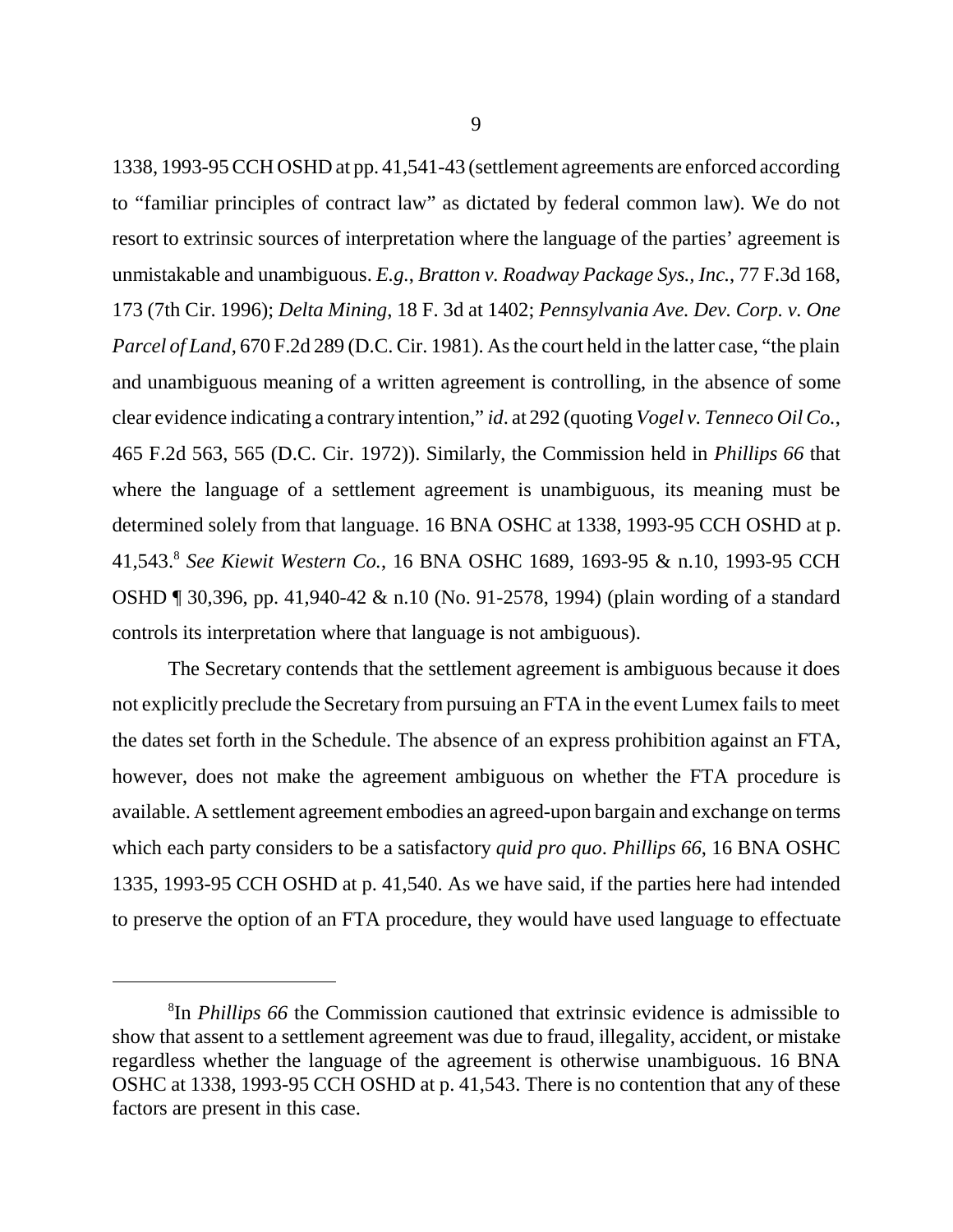1338, 1993-95 CCH OSHD at pp. 41,541-43 (settlement agreements are enforced according to "familiar principles of contract law" as dictated by federal common law). We do not resort to extrinsic sources of interpretation where the language of the parties' agreement is unmistakable and unambiguous. *E.g.*, *Bratton v. Roadway Package Sys., Inc.*, 77 F.3d 168, 173 (7th Cir. 1996); *Delta Mining*, 18 F. 3d at 1402; *Pennsylvania Ave. Dev. Corp. v. One Parcel of Land*, 670 F.2d 289 (D.C. Cir. 1981). As the court held in the latter case, "the plain and unambiguous meaning of a written agreement is controlling, in the absence of some clear evidence indicating a contrary intention," *id*. at 292 (quoting *Vogel v. Tenneco Oil Co.*, 465 F.2d 563, 565 (D.C. Cir. 1972)). Similarly, the Commission held in *Phillips 66* that where the language of a settlement agreement is unambiguous, its meaning must be determined solely from that language. 16 BNA OSHC at 1338, 1993-95 CCH OSHD at p. 41,543.[8] *See Kiewit Western Co.*, 16 BNA OSHC 1689, 1693-95 & n.10, 1993-95 CCH OSHD ¶ 30,396, pp. 41,940-42 & n.10 (No. 91-2578, 1994) (plain wording of a standard controls its interpretation where that language is not ambiguous).

The Secretary contends that the settlement agreement is ambiguous because it does not explicitly preclude the Secretary from pursuing an FTA in the event Lumex fails to meet the dates set forth in the Schedule. The absence of an express prohibition against an FTA, however, does not make the agreement ambiguous on whether the FTA procedure is available. A settlement agreement embodies an agreed-upon bargain and exchange on terms which each party considers to be a satisfactory *quid pro quo*. *Phillips 66*, 16 BNA OSHC 1335, 1993-95 CCH OSHD at p. 41,540. As we have said, if the parties here had intended to preserve the option of an FTA procedure, they would have used language to effectuate

---

[8] In *Phillips 66* the Commission cautioned that extrinsic evidence is admissible to show that assent to a settlement agreement was due to fraud, illegality, accident, or mistake regardless whether the language of the agreement is otherwise unambiguous. 16 BNA OSHC at 1338, 1993-95 CCH OSHD at p. 41,543. There is no contention that any of these factors are present in this case.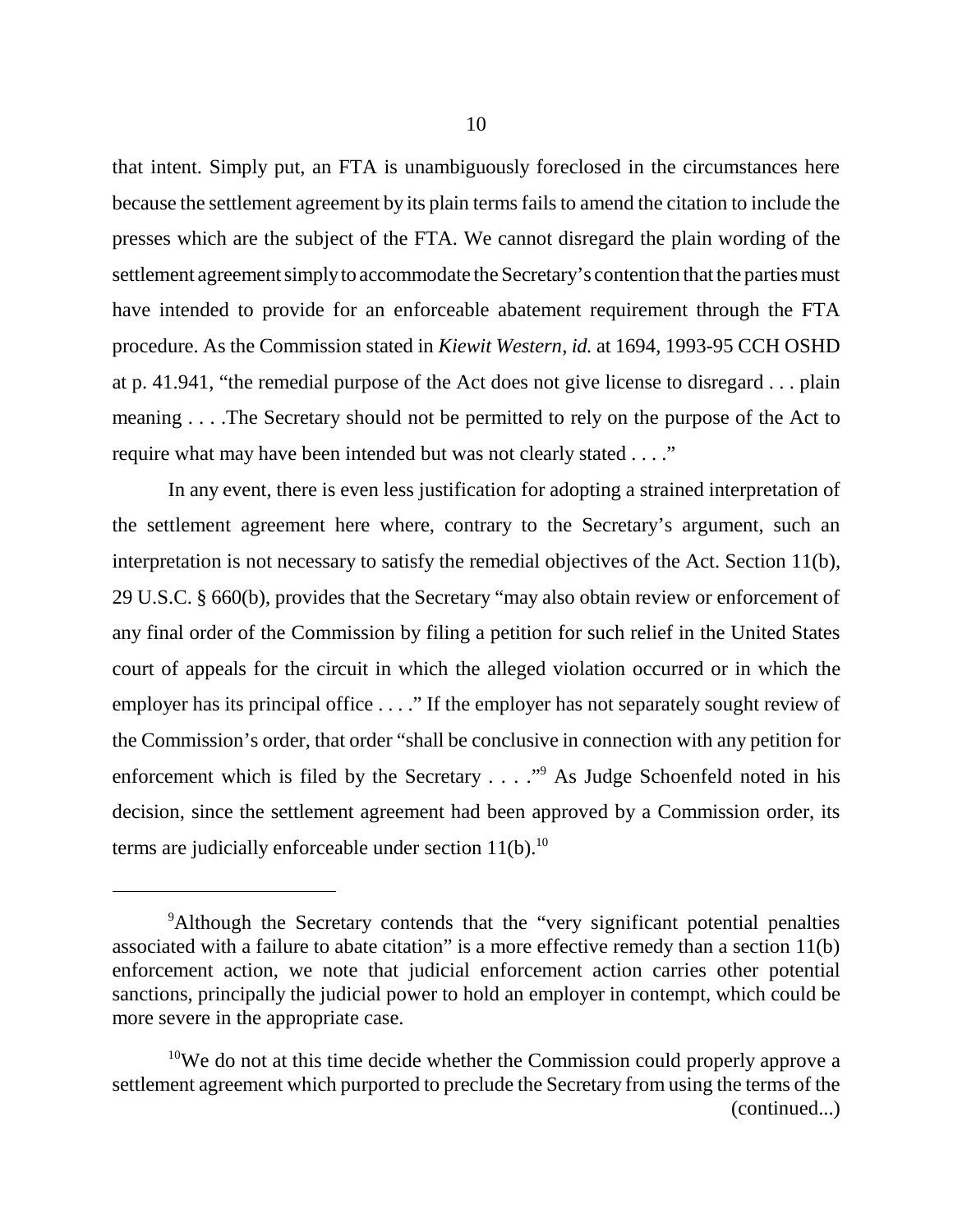that intent. Simply put, an FTA is unambiguously foreclosed in the circumstances here because the settlement agreement by its plain terms fails to amend the citation to include the presses which are the subject of the FTA. We cannot disregard the plain wording of the settlement agreement simply to accommodate the Secretary's contention that the parties must have intended to provide for an enforceable abatement requirement through the FTA procedure. As the Commission stated in *Kiewit Western*, *id.* at 1694, 1993-95 CCH OSHD at p. 41.941, "the remedial purpose of the Act does not give license to disregard . . . plain meaning . . . .The Secretary should not be permitted to rely on the purpose of the Act to require what may have been intended but was not clearly stated . . . ."

In any event, there is even less justification for adopting a strained interpretation of the settlement agreement here where, contrary to the Secretary's argument, such an interpretation is not necessary to satisfy the remedial objectives of the Act. Section 11(b), 29 U.S.C. § 660(b), provides that the Secretary "may also obtain review or enforcement of any final order of the Commission by filing a petition for such relief in the United States court of appeals for the circuit in which the alleged violation occurred or in which the employer has its principal office . . . ." If the employer has not separately sought review of the Commission's order, that order "shall be conclusive in connection with any petition for enforcement which is filed by the Secretary . . . ."[9] As Judge Schoenfeld noted in his decision, since the settlement agreement had been approved by a Commission order, its terms are judicially enforceable under section 11(b).[10]

---

[9]Although the Secretary contends that the "very significant potential penalties associated with a failure to abate citation" is a more effective remedy than a section 11(b) enforcement action, we note that judicial enforcement action carries other potential sanctions, principally the judicial power to hold an employer in contempt, which could be more severe in the appropriate case.

[10]We do not at this time decide whether the Commission could properly approve a settlement agreement which purported to preclude the Secretary from using the terms of the (continued...)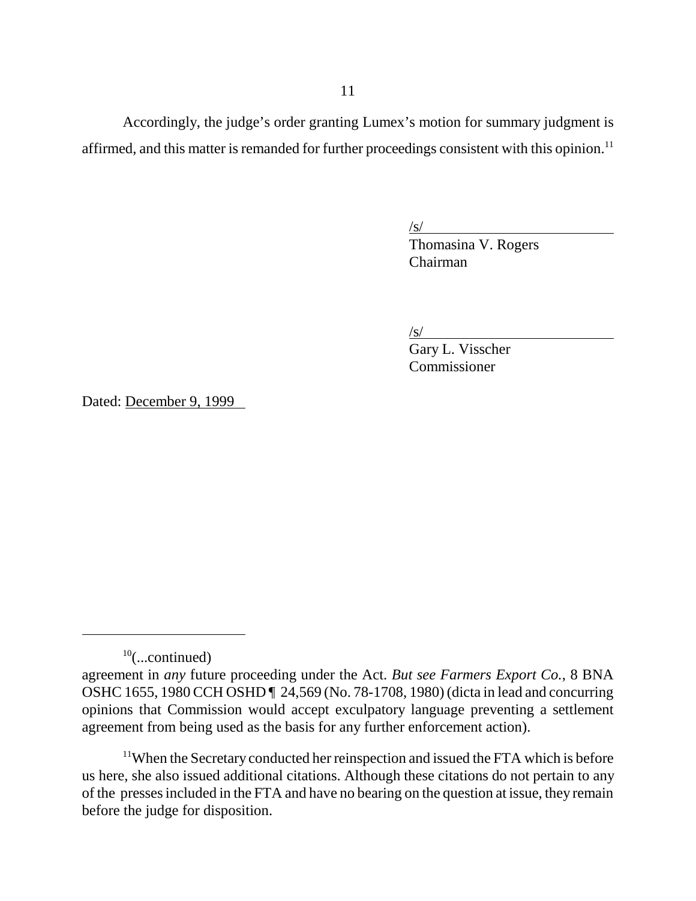Accordingly, the judge's order granting Lumex's motion for summary judgment is affirmed, and this matter is remanded for further proceedings consistent with this opinion.[11]

/s/
Thomasina V. Rogers
Chairman

/s/
Gary L. Visscher
Commissioner

Dated: December 9, 1999

---

[10](...continued)
agreement in *any* future proceeding under the Act. *But see Farmers Export Co.*, 8 BNA OSHC 1655, 1980 CCH OSHD ¶ 24,569 (No. 78-1708, 1980) (dicta in lead and concurring opinions that Commission would accept exculpatory language preventing a settlement agreement from being used as the basis for any further enforcement action).

[11]When the Secretary conducted her reinspection and issued the FTA which is before us here, she also issued additional citations. Although these citations do not pertain to any of the presses included in the FTA and have no bearing on the question at issue, they remain before the judge for disposition.